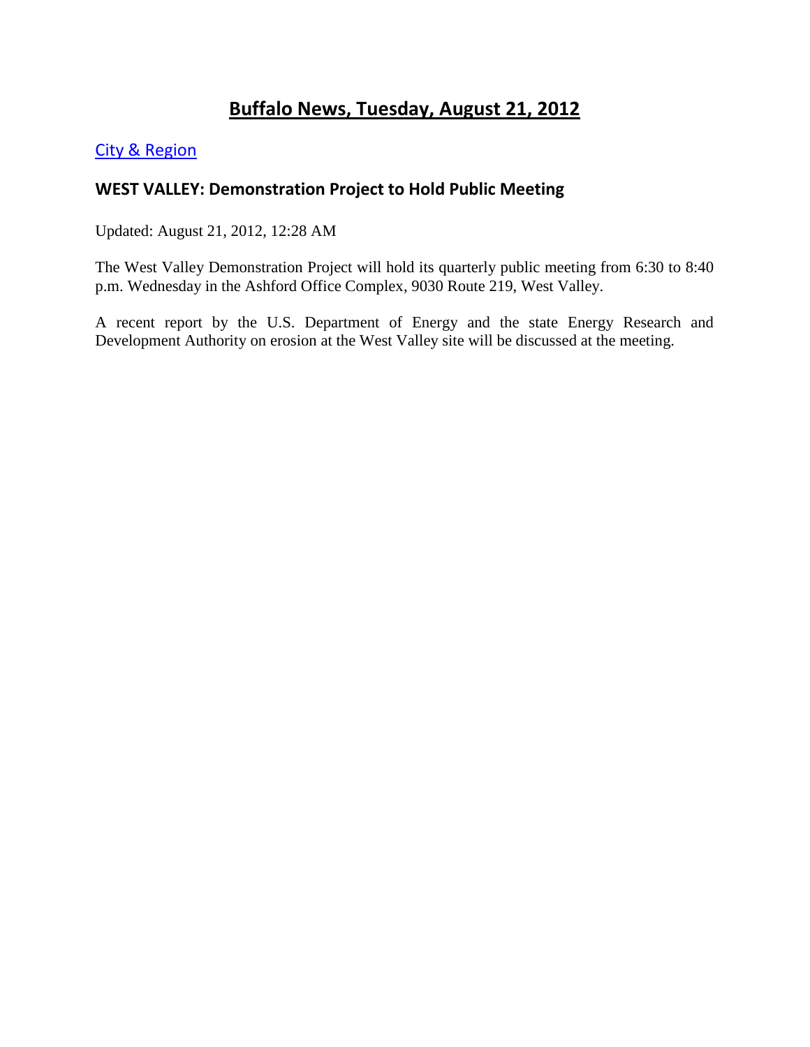# Buffalo News, Tuesday, August 21, 2012

City & Region

## WEST VALLEY: Demonstration Project to Hold Public Meeting

Updated: August 21, 2012, 12:28 AM

The West Valley Demonstration Project will hold its quarterly public meeting from 6:30 to 8:40 p.m. Wednesday in the Ashford Office Complex, 9030 Route 219, West Valley.

A recent report by the U.S. Department of Energy and the state Energy Research and Development Authority on erosion at the West Valley site will be discussed at the meeting.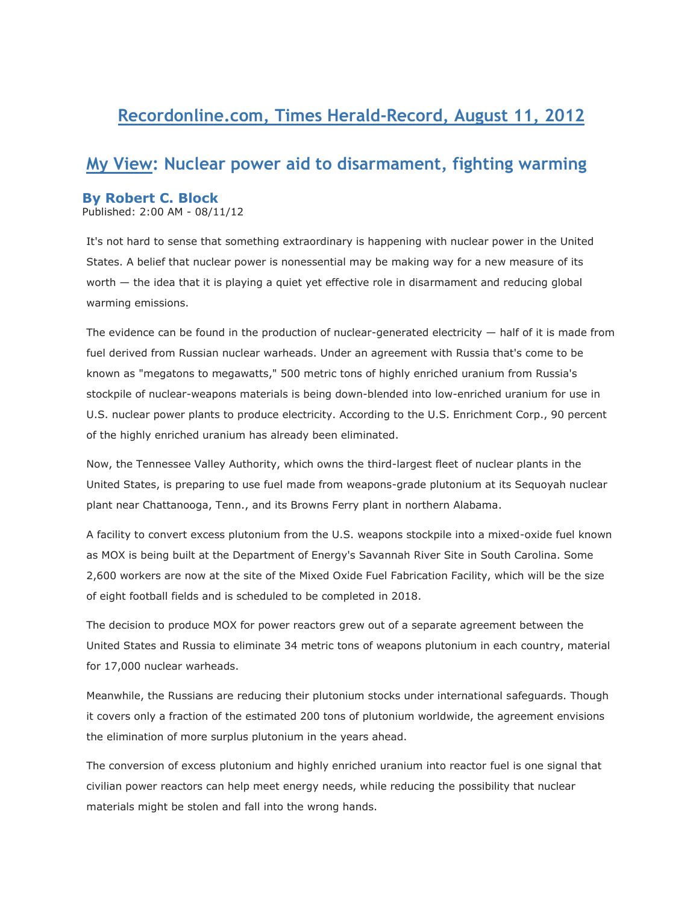# Recordonline.com, Times Herald-Record, August 11, 2012

## My View: Nuclear power aid to disarmament, fighting warming

### By Robert C. Block

Published: 2:00 AM - 08/11/12

It's not hard to sense that something extraordinary is happening with nuclear power in the United States. A belief that nuclear power is nonessential may be making way for a new measure of its worth — the idea that it is playing a quiet yet effective role in disarmament and reducing global warming emissions.

The evidence can be found in the production of nuclear-generated electricity — half of it is made from fuel derived from Russian nuclear warheads. Under an agreement with Russia that's come to be known as "megatons to megawatts," 500 metric tons of highly enriched uranium from Russia's stockpile of nuclear-weapons materials is being down-blended into low-enriched uranium for use in U.S. nuclear power plants to produce electricity. According to the U.S. Enrichment Corp., 90 percent of the highly enriched uranium has already been eliminated.

Now, the Tennessee Valley Authority, which owns the third-largest fleet of nuclear plants in the United States, is preparing to use fuel made from weapons-grade plutonium at its Sequoyah nuclear plant near Chattanooga, Tenn., and its Browns Ferry plant in northern Alabama.

A facility to convert excess plutonium from the U.S. weapons stockpile into a mixed-oxide fuel known as MOX is being built at the Department of Energy's Savannah River Site in South Carolina. Some 2,600 workers are now at the site of the Mixed Oxide Fuel Fabrication Facility, which will be the size of eight football fields and is scheduled to be completed in 2018.

The decision to produce MOX for power reactors grew out of a separate agreement between the United States and Russia to eliminate 34 metric tons of weapons plutonium in each country, material for 17,000 nuclear warheads.

Meanwhile, the Russians are reducing their plutonium stocks under international safeguards. Though it covers only a fraction of the estimated 200 tons of plutonium worldwide, the agreement envisions the elimination of more surplus plutonium in the years ahead.

The conversion of excess plutonium and highly enriched uranium into reactor fuel is one signal that civilian power reactors can help meet energy needs, while reducing the possibility that nuclear materials might be stolen and fall into the wrong hands.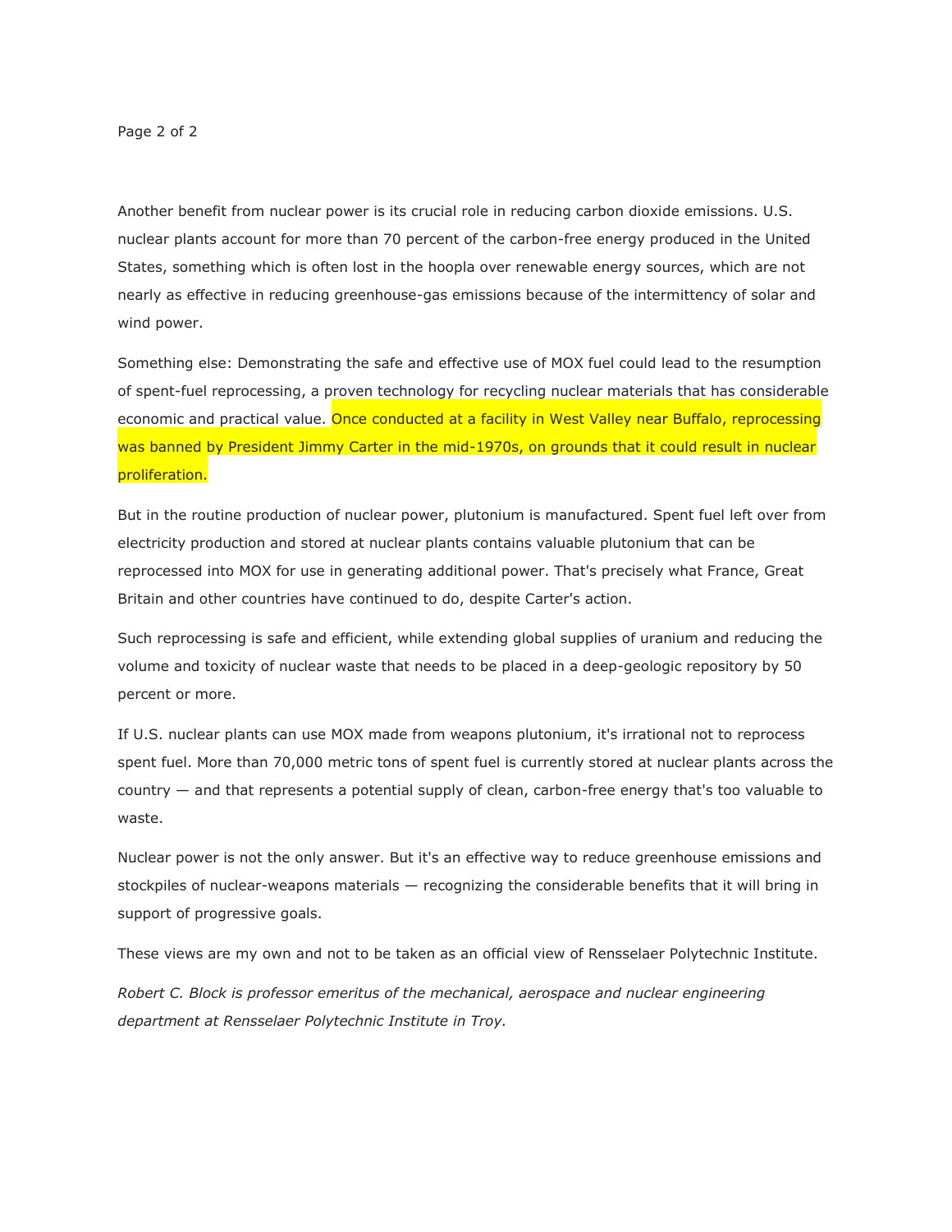Another benefit from nuclear power is its crucial role in reducing carbon dioxide emissions. U.S. nuclear plants account for more than 70 percent of the carbon-free energy produced in the United States, something which is often lost in the hoopla over renewable energy sources, which are not nearly as effective in reducing greenhouse-gas emissions because of the intermittency of solar and wind power.

Something else: Demonstrating the safe and effective use of MOX fuel could lead to the resumption of spent-fuel reprocessing, a proven technology for recycling nuclear materials that has considerable economic and practical value. Once conducted at a facility in West Valley near Buffalo, reprocessing was banned by President Jimmy Carter in the mid-1970s, on grounds that it could result in nuclear proliferation.

But in the routine production of nuclear power, plutonium is manufactured. Spent fuel left over from electricity production and stored at nuclear plants contains valuable plutonium that can be reprocessed into MOX for use in generating additional power. That's precisely what France, Great Britain and other countries have continued to do, despite Carter's action.

Such reprocessing is safe and efficient, while extending global supplies of uranium and reducing the volume and toxicity of nuclear waste that needs to be placed in a deep-geologic repository by 50 percent or more.

If U.S. nuclear plants can use MOX made from weapons plutonium, it's irrational not to reprocess spent fuel. More than 70,000 metric tons of spent fuel is currently stored at nuclear plants across the country — and that represents a potential supply of clean, carbon-free energy that's too valuable to waste.

Nuclear power is not the only answer. But it's an effective way to reduce greenhouse emissions and stockpiles of nuclear-weapons materials — recognizing the considerable benefits that it will bring in support of progressive goals.

These views are my own and not to be taken as an official view of Rensselaer Polytechnic Institute.

*Robert C. Block is professor emeritus of the mechanical, aerospace and nuclear engineering department at Rensselaer Polytechnic Institute in Troy.*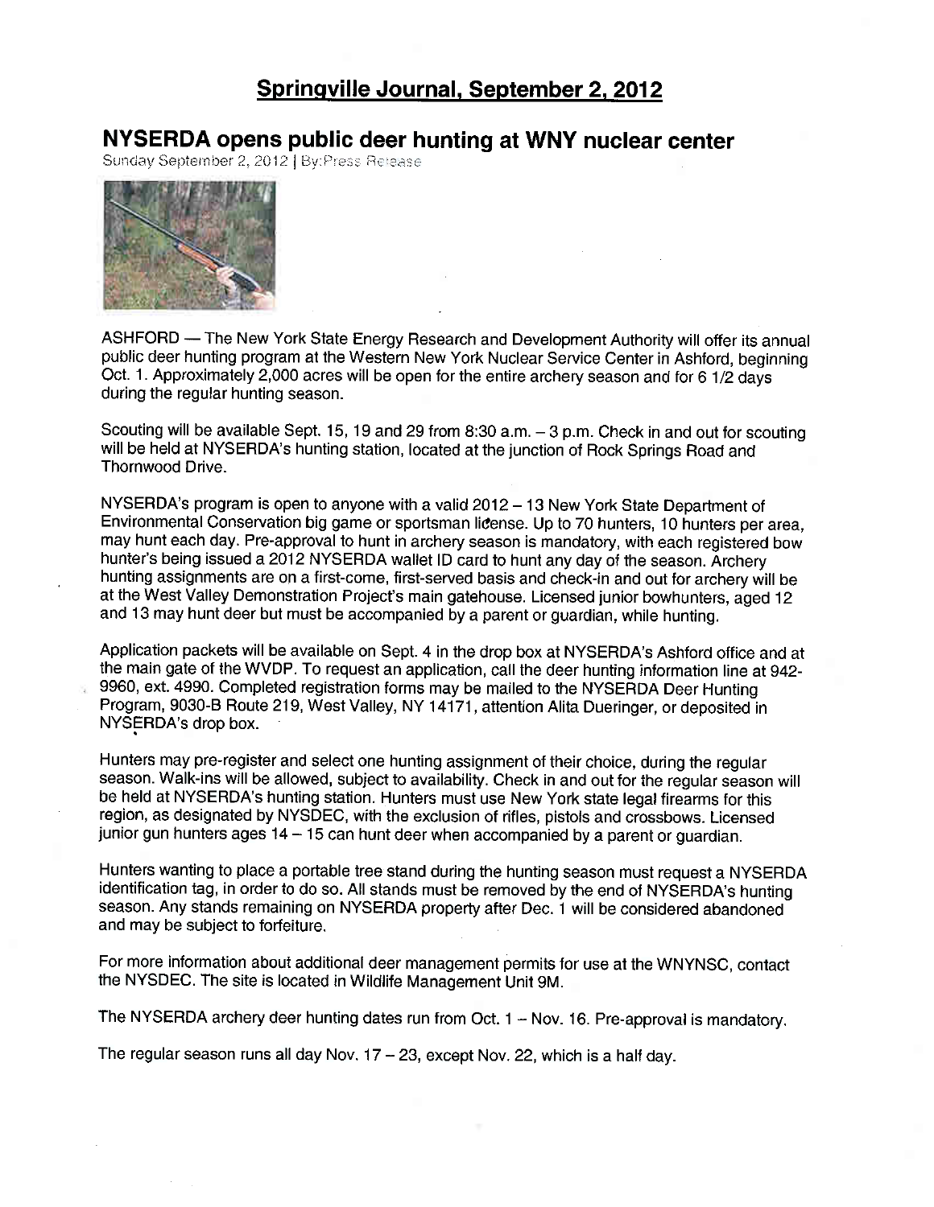# Springville Journal, September 2, 2012

## NYSERDA opens public deer hunting at WNY nuclear center

Sunday September 2, 2012 | By:Press Release

ASHFORD — The New York State Energy Research and Development Authority will offer its annual public deer hunting program at the Western New York Nuclear Service Center in Ashford, beginning Oct. 1. Approximately 2,000 acres will be open for the entire archery season and for 6 1/2 days during the regular hunting season.

Scouting will be available Sept. 15, 19 and 29 from 8:30 a.m. – 3 p.m. Check in and out for scouting will be held at NYSERDA's hunting station, located at the junction of Rock Springs Road and Thornwood Drive.

NYSERDA's program is open to anyone with a valid 2012 – 13 New York State Department of Environmental Conservation big game or sportsman license. Up to 70 hunters, 10 hunters per area, may hunt each day. Pre-approval to hunt in archery season is mandatory, with each registered bow hunter's being issued a 2012 NYSERDA wallet ID card to hunt any day of the season. Archery hunting assignments are on a first-come, first-served basis and check-in and out for archery will be at the West Valley Demonstration Project's main gatehouse. Licensed junior bowhunters, aged 12 and 13 may hunt deer but must be accompanied by a parent or guardian, while hunting.

Application packets will be available on Sept. 4 in the drop box at NYSERDA's Ashford office and at the main gate of the WVDP. To request an application, call the deer hunting information line at 942-9960, ext. 4990. Completed registration forms may be mailed to the NYSERDA Deer Hunting Program, 9030-B Route 219, West Valley, NY 14171, attention Alita Dueringer, or deposited in NYSERDA's drop box.

Hunters may pre-register and select one hunting assignment of their choice, during the regular season. Walk-ins will be allowed, subject to availability. Check in and out for the regular season will be held at NYSERDA's hunting station. Hunters must use New York state legal firearms for this region, as designated by NYSDEC, with the exclusion of rifles, pistols and crossbows. Licensed junior gun hunters ages 14 – 15 can hunt deer when accompanied by a parent or guardian.

Hunters wanting to place a portable tree stand during the hunting season must request a NYSERDA identification tag, in order to do so. All stands must be removed by the end of NYSERDA's hunting season. Any stands remaining on NYSERDA property after Dec. 1 will be considered abandoned and may be subject to forfeiture.

For more information about additional deer management permits for use at the WNYNSC, contact the NYSDEC. The site is located in Wildlife Management Unit 9M.

The NYSERDA archery deer hunting dates run from Oct. 1 – Nov. 16. Pre-approval is mandatory.

The regular season runs all day Nov. 17 – 23, except Nov. 22, which is a half day.